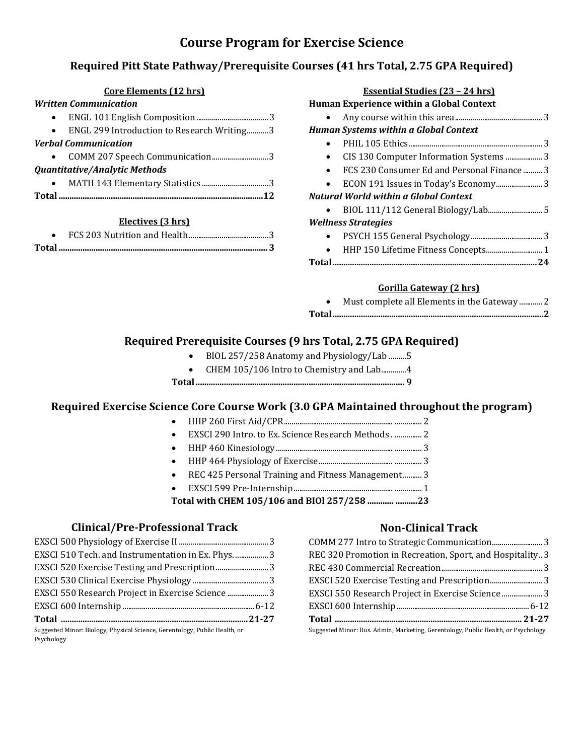# Course Program for Exercise Science

## Required Pitt State Pathway/Prerequisite Courses (41 hrs Total, 2.75 GPA Required)

### Core Elements (12 hrs)

***Written Communication***

- ENGL 101 English Composition ..... 3
- ENGL 299 Introduction to Research Writing ..... 3

***Verbal Communication***

- COMM 207 Speech Communication ..... 3

***Quantitative/Analytic Methods***

- MATH 143 Elementary Statistics ..... 3

**Total ..... 12**

### Electives (3 hrs)

- FCS 203 Nutrition and Health ..... 3

**Total ..... 3**

### Essential Studies (23 – 24 hrs)

**Human Experience within a Global Context**

- Any course within this area ..... 3

***Human Systems within a Global Context***

- PHIL 105 Ethics ..... 3
- CIS 130 Computer Information Systems ..... 3
- FCS 230 Consumer Ed and Personal Finance ..... 3
- ECON 191 Issues in Today's Economy ..... 3

***Natural World within a Global Context***

- BIOL 111/112 General Biology/Lab ..... 5

***Wellness Strategies***

- PSYCH 155 General Psychology ..... 3
- HHP 150 Lifetime Fitness Concepts ..... 1

**Total ..... 24**

### Gorilla Gateway (2 hrs)

- Must complete all Elements in the Gateway ..... 2

**Total ..... 2**

## Required Prerequisite Courses (9 hrs Total, 2.75 GPA Required)

- BIOL 257/258 Anatomy and Physiology/Lab ..... 5
- CHEM 105/106 Intro to Chemistry and Lab ..... 4

**Total ..... 9**

## Required Exercise Science Core Course Work (3.0 GPA Maintained throughout the program)

- HHP 260 First Aid/CPR ..... 2
- EXSCI 290 Intro. to Ex. Science Research Methods . ..... 2
- HHP 460 Kinesiology ..... 3
- HHP 464 Physiology of Exercise ..... 3
- REC 425 Personal Training and Fitness Management ..... 3
- EXSCI 599 Pre-Internship ..... 1

**Total with CHEM 105/106 and BIOl 257/258 ..... 23**

## Clinical/Pre-Professional Track

EXSCI 500 Physiology of Exercise II ..... 3
EXSCI 510 Tech. and Instrumentation in Ex. Phys. ..... 3
EXSCI 520 Exercise Testing and Prescription ..... 3
EXSCI 530 Clinical Exercise Physiology ..... 3
EXSCI 550 Research Project in Exercise Science ..... 3
EXSCI 600 Internship ..... 6-12
**Total ..... 21-27**

Suggested Minor: Biology, Physical Science, Gerentology, Public Health, or Psychology

## Non-Clinical Track

COMM 277 Intro to Strategic Communication ..... 3
REC 320 Promotion in Recreation, Sport, and Hospitality ..... 3
REC 430 Commercial Recreation ..... 3
EXSCI 520 Exercise Testing and Prescription ..... 3
EXSCI 550 Research Project in Exercise Science ..... 3
EXSCI 600 Internship ..... 6-12
**Total ..... 21-27**

Suggested Minor: Bus. Admin, Marketing, Gerentology, Public Health, or Psychology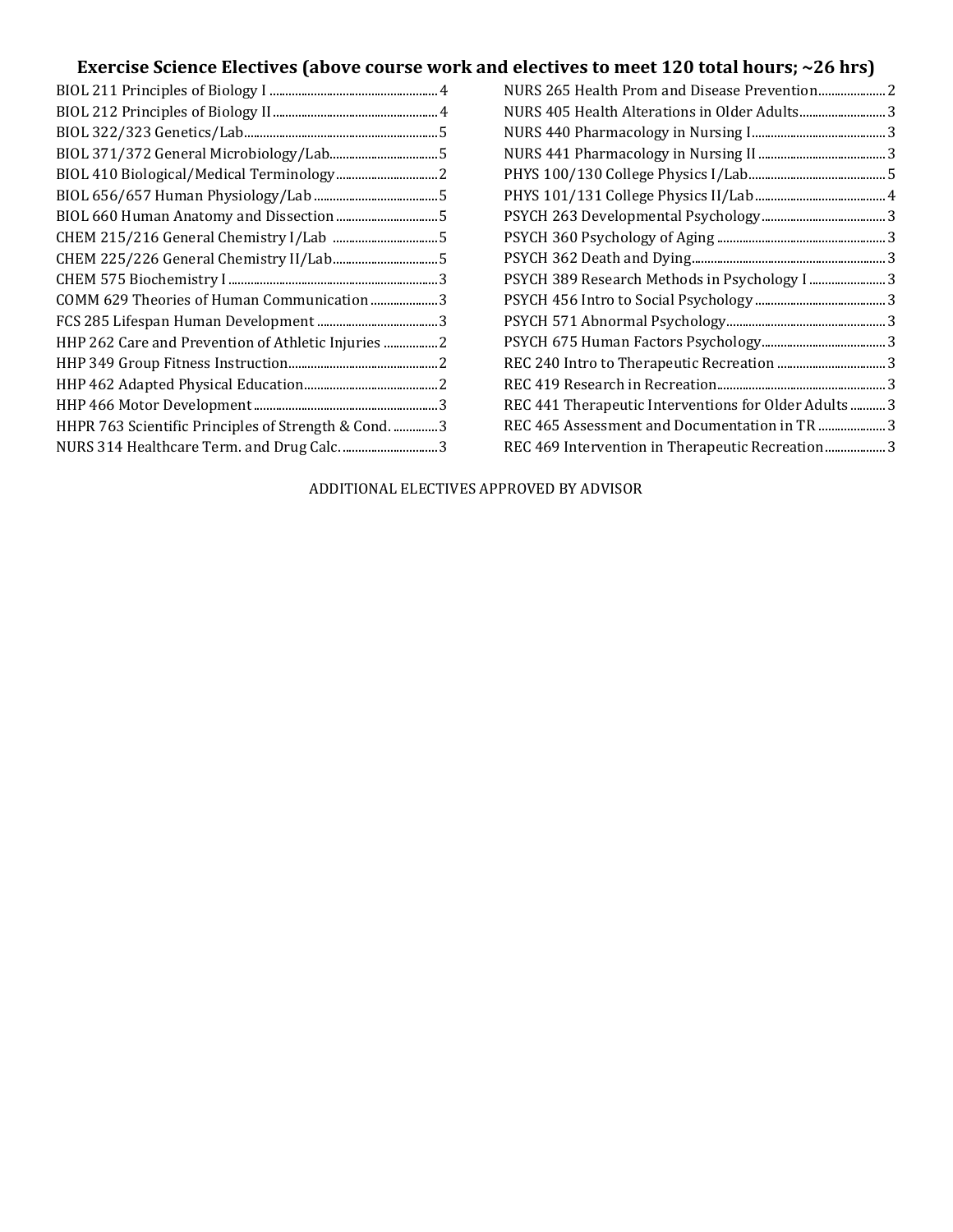## Exercise Science Electives (above course work and electives to meet 120 total hours; ~26 hrs)

- BIOL 211 Principles of Biology I ........ 4
- BIOL 212 Principles of Biology II ........ 4
- BIOL 322/323 Genetics/Lab ........ 5
- BIOL 371/372 General Microbiology/Lab ........ 5
- BIOL 410 Biological/Medical Terminology ........ 2
- BIOL 656/657 Human Physiology/Lab ........ 5
- BIOL 660 Human Anatomy and Dissection ........ 5
- CHEM 215/216 General Chemistry I/Lab ........ 5
- CHEM 225/226 General Chemistry II/Lab ........ 5
- CHEM 575 Biochemistry I ........ 3
- COMM 629 Theories of Human Communication ........ 3
- FCS 285 Lifespan Human Development ........ 3
- HHP 262 Care and Prevention of Athletic Injuries ........ 2
- HHP 349 Group Fitness Instruction ........ 2
- HHP 462 Adapted Physical Education ........ 2
- HHP 466 Motor Development ........ 3
- HHPR 763 Scientific Principles of Strength & Cond. ........ 3
- NURS 314 Healthcare Term. and Drug Calc. ........ 3
- NURS 265 Health Prom and Disease Prevention ........ 2
- NURS 405 Health Alterations in Older Adults ........ 3
- NURS 440 Pharmacology in Nursing I ........ 3
- NURS 441 Pharmacology in Nursing II ........ 3
- PHYS 100/130 College Physics I/Lab ........ 5
- PHYS 101/131 College Physics II/Lab ........ 4
- PSYCH 263 Developmental Psychology ........ 3
- PSYCH 360 Psychology of Aging ........ 3
- PSYCH 362 Death and Dying ........ 3
- PSYCH 389 Research Methods in Psychology I ........ 3
- PSYCH 456 Intro to Social Psychology ........ 3
- PSYCH 571 Abnormal Psychology ........ 3
- PSYCH 675 Human Factors Psychology ........ 3
- REC 240 Intro to Therapeutic Recreation ........ 3
- REC 419 Research in Recreation ........ 3
- REC 441 Therapeutic Interventions for Older Adults ........ 3
- REC 465 Assessment and Documentation in TR ........ 3
- REC 469 Intervention in Therapeutic Recreation ........ 3

ADDITIONAL ELECTIVES APPROVED BY ADVISOR